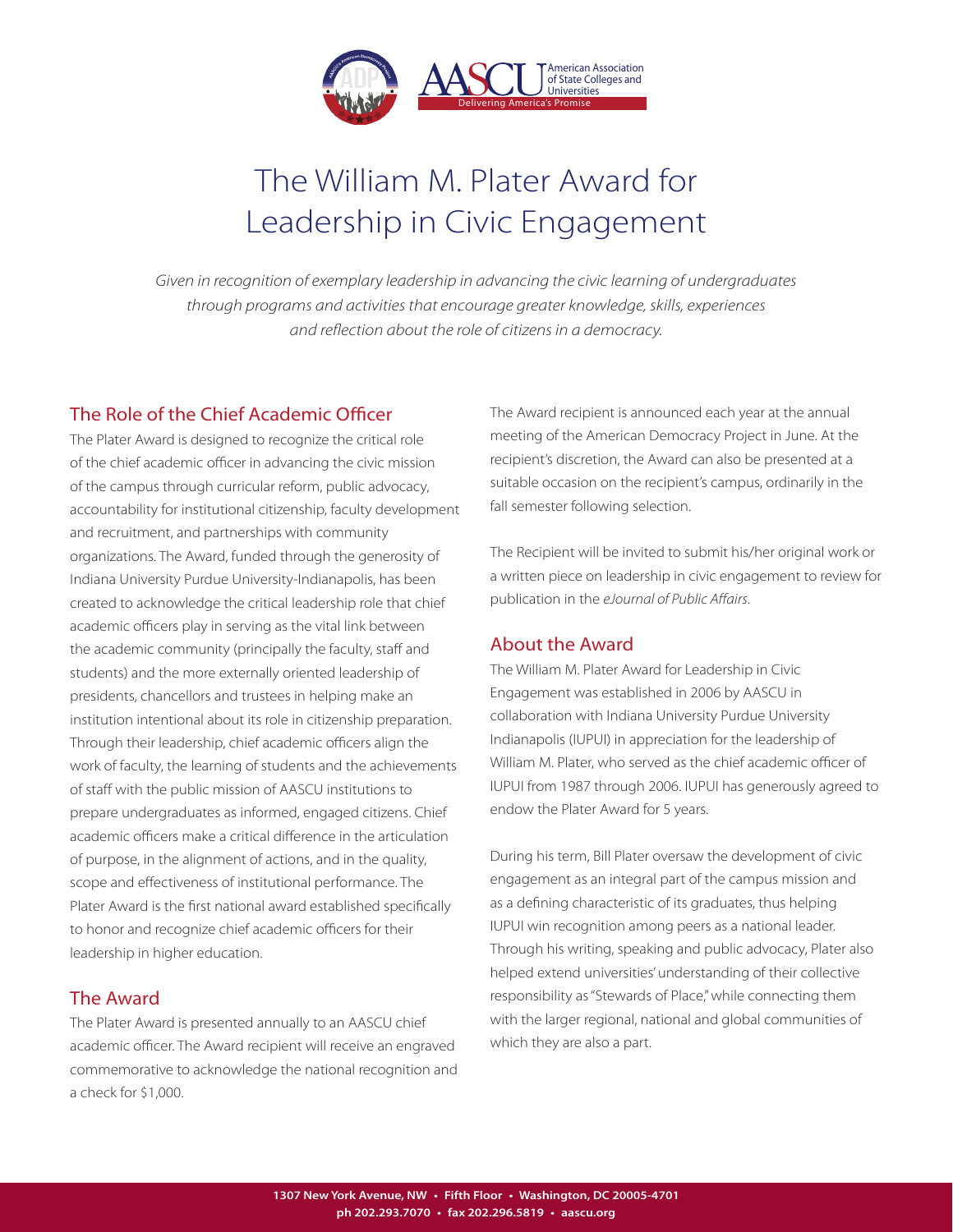# The William M. Plater Award for Leadership in Civic Engagement

*Given in recognition of exemplary leadership in advancing the civic learning of undergraduates through programs and activities that encourage greater knowledge, skills, experiences and reflection about the role of citizens in a democracy.*

## The Role of the Chief Academic Officer

The Plater Award is designed to recognize the critical role of the chief academic officer in advancing the civic mission of the campus through curricular reform, public advocacy, accountability for institutional citizenship, faculty development and recruitment, and partnerships with community organizations. The Award, funded through the generosity of Indiana University Purdue University-Indianapolis, has been created to acknowledge the critical leadership role that chief academic officers play in serving as the vital link between the academic community (principally the faculty, staff and students) and the more externally oriented leadership of presidents, chancellors and trustees in helping make an institution intentional about its role in citizenship preparation. Through their leadership, chief academic officers align the work of faculty, the learning of students and the achievements of staff with the public mission of AASCU institutions to prepare undergraduates as informed, engaged citizens. Chief academic officers make a critical difference in the articulation of purpose, in the alignment of actions, and in the quality, scope and effectiveness of institutional performance. The Plater Award is the first national award established specifically to honor and recognize chief academic officers for their leadership in higher education.

## The Award

The Plater Award is presented annually to an AASCU chief academic officer. The Award recipient will receive an engraved commemorative to acknowledge the national recognition and a check for $1,000.

The Award recipient is announced each year at the annual meeting of the American Democracy Project in June. At the recipient's discretion, the Award can also be presented at a suitable occasion on the recipient's campus, ordinarily in the fall semester following selection.

The Recipient will be invited to submit his/her original work or a written piece on leadership in civic engagement to review for publication in the *eJournal of Public Affairs*.

## About the Award

The William M. Plater Award for Leadership in Civic Engagement was established in 2006 by AASCU in collaboration with Indiana University Purdue University Indianapolis (IUPUI) in appreciation for the leadership of William M. Plater, who served as the chief academic officer of IUPUI from 1987 through 2006. IUPUI has generously agreed to endow the Plater Award for 5 years.

During his term, Bill Plater oversaw the development of civic engagement as an integral part of the campus mission and as a defining characteristic of its graduates, thus helping IUPUI win recognition among peers as a national leader. Through his writing, speaking and public advocacy, Plater also helped extend universities' understanding of their collective responsibility as "Stewards of Place," while connecting them with the larger regional, national and global communities of which they are also a part.

1307 New York Avenue, NW • Fifth Floor • Washington, DC 20005-4701
ph 202.293.7070 • fax 202.296.5819 • aascu.org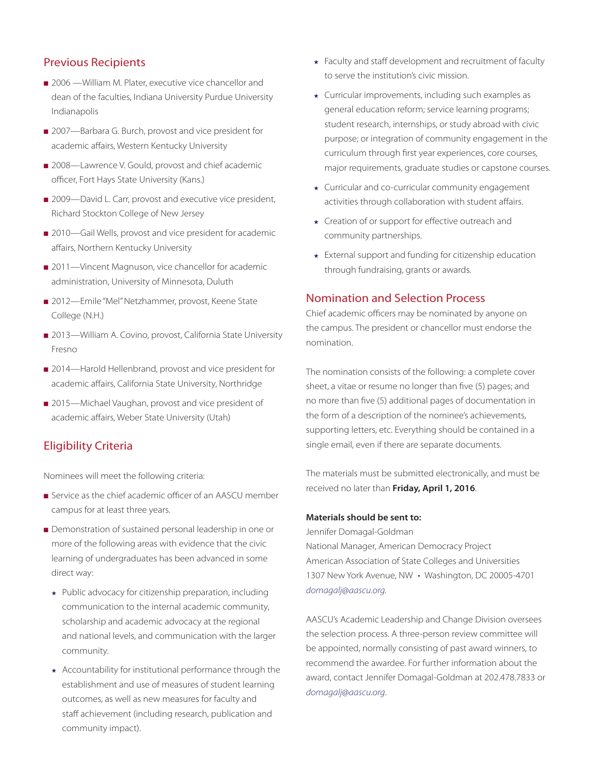## Previous Recipients

- 2006 —William M. Plater, executive vice chancellor and dean of the faculties, Indiana University Purdue University Indianapolis
- 2007—Barbara G. Burch, provost and vice president for academic affairs, Western Kentucky University
- 2008—Lawrence V. Gould, provost and chief academic officer, Fort Hays State University (Kans.)
- 2009—David L. Carr, provost and executive vice president, Richard Stockton College of New Jersey
- 2010—Gail Wells, provost and vice president for academic affairs, Northern Kentucky University
- 2011—Vincent Magnuson, vice chancellor for academic administration, University of Minnesota, Duluth
- 2012—Emile "Mel" Netzhammer, provost, Keene State College (N.H.)
- 2013—William A. Covino, provost, California State University Fresno
- 2014—Harold Hellenbrand, provost and vice president for academic affairs, California State University, Northridge
- 2015—Michael Vaughan, provost and vice president of academic affairs, Weber State University (Utah)

## Eligibility Criteria

Nominees will meet the following criteria:

- Service as the chief academic officer of an AASCU member campus for at least three years.
- Demonstration of sustained personal leadership in one or more of the following areas with evidence that the civic learning of undergraduates has been advanced in some direct way:
  - Public advocacy for citizenship preparation, including communication to the internal academic community, scholarship and academic advocacy at the regional and national levels, and communication with the larger community.
  - Accountability for institutional performance through the establishment and use of measures of student learning outcomes, as well as new measures for faculty and staff achievement (including research, publication and community impact).
  - Faculty and staff development and recruitment of faculty to serve the institution's civic mission.
  - Curricular improvements, including such examples as general education reform; service learning programs; student research, internships, or study abroad with civic purpose; or integration of community engagement in the curriculum through first year experiences, core courses, major requirements, graduate studies or capstone courses.
  - Curricular and co-curricular community engagement activities through collaboration with student affairs.
  - Creation of or support for effective outreach and community partnerships.
  - External support and funding for citizenship education through fundraising, grants or awards.

## Nomination and Selection Process

Chief academic officers may be nominated by anyone on the campus. The president or chancellor must endorse the nomination.

The nomination consists of the following: a complete cover sheet, a vitae or resume no longer than five (5) pages; and no more than five (5) additional pages of documentation in the form of a description of the nominee's achievements, supporting letters, etc. Everything should be contained in a single email, even if there are separate documents.

The materials must be submitted electronically, and must be received no later than **Friday, April 1, 2016**.

**Materials should be sent to:**
Jennifer Domagal-Goldman
National Manager, American Democracy Project
American Association of State Colleges and Universities
1307 New York Avenue, NW • Washington, DC 20005-4701
*domagalj@aascu.org*.

AASCU's Academic Leadership and Change Division oversees the selection process. A three-person review committee will be appointed, normally consisting of past award winners, to recommend the awardee. For further information about the award, contact Jennifer Domagal-Goldman at 202.478.7833 or *domagalj@aascu.org*.